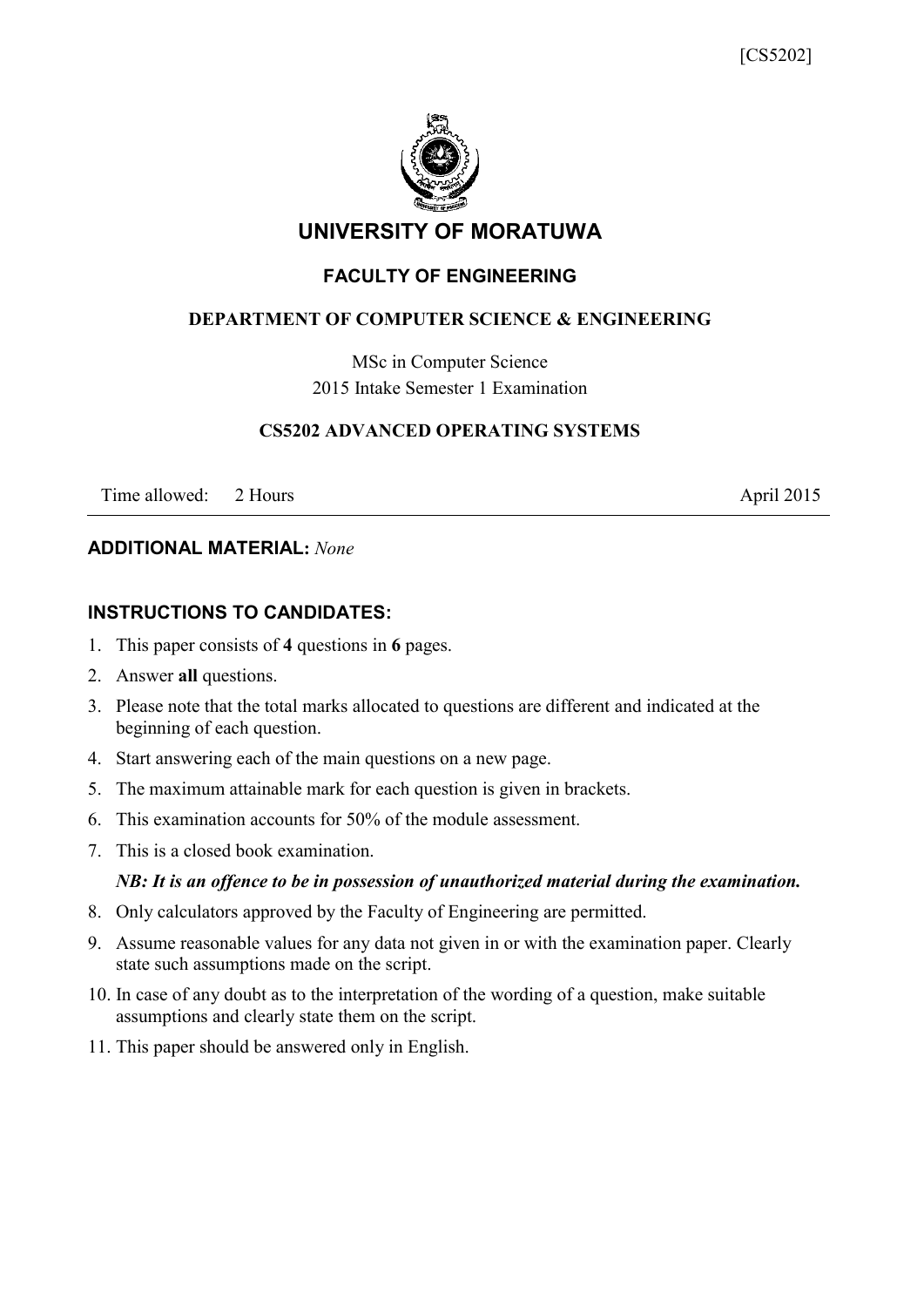[CS5202]

# UNIVERSITY OF MORATUWA

## FACULTY OF ENGINEERING

### DEPARTMENT OF COMPUTER SCIENCE & ENGINEERING

MSc in Computer Science
2015 Intake Semester 1 Examination

### CS5202 ADVANCED OPERATING SYSTEMS

Time allowed: 2 Hours April 2015

---

**ADDITIONAL MATERIAL:** *None*

**INSTRUCTIONS TO CANDIDATES:**

1. This paper consists of **4** questions in **6** pages.
2. Answer **all** questions.
3. Please note that the total marks allocated to questions are different and indicated at the beginning of each question.
4. Start answering each of the main questions on a new page.
5. The maximum attainable mark for each question is given in brackets.
6. This examination accounts for 50% of the module assessment.
7. This is a closed book examination.

   ***NB: It is an offence to be in possession of unauthorized material during the examination.***
8. Only calculators approved by the Faculty of Engineering are permitted.
9. Assume reasonable values for any data not given in or with the examination paper. Clearly state such assumptions made on the script.
10. In case of any doubt as to the interpretation of the wording of a question, make suitable assumptions and clearly state them on the script.
11. This paper should be answered only in English.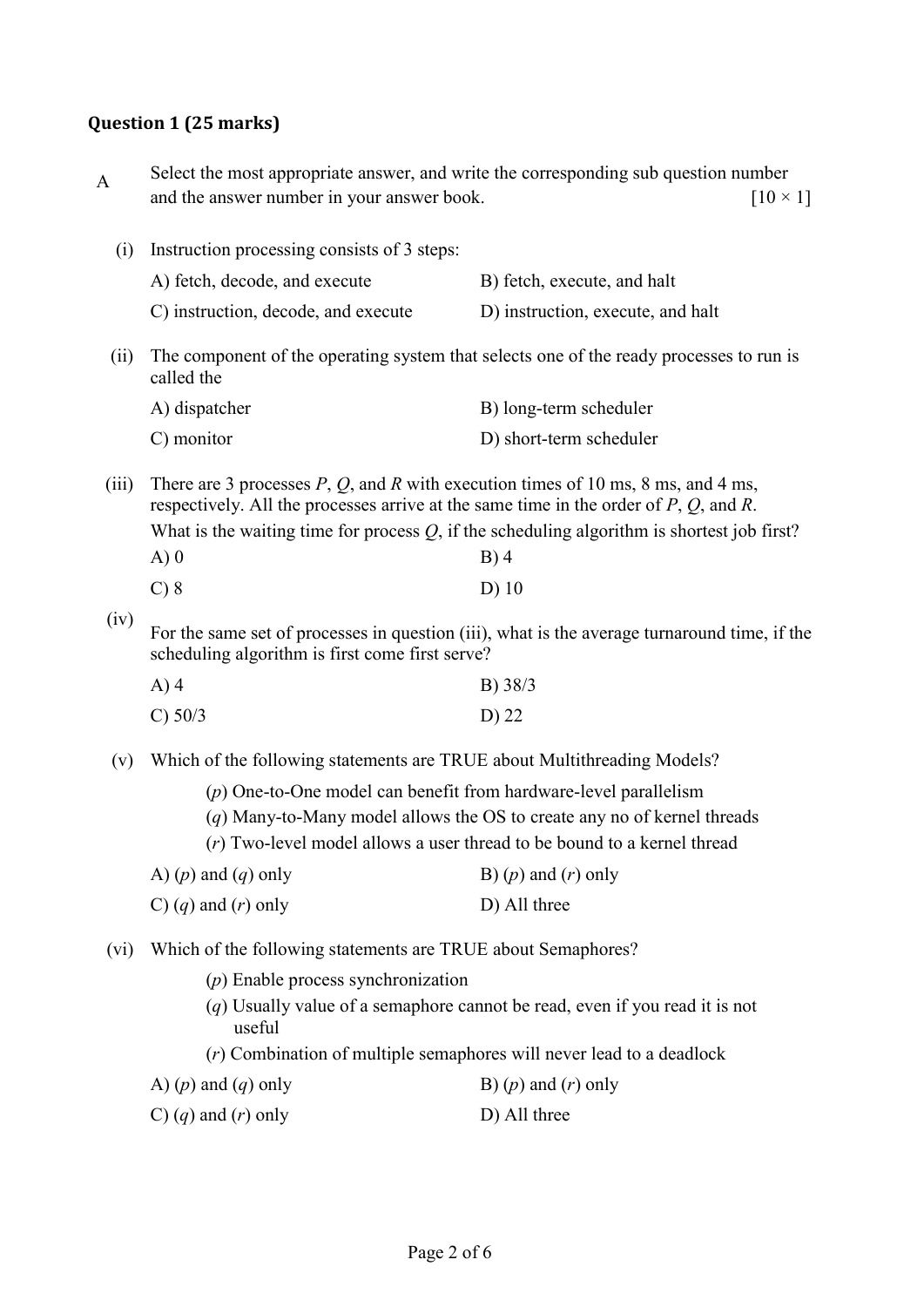### Question 1 (25 marks)

A Select the most appropriate answer, and write the corresponding sub question number and the answer number in your answer book. [10 × 1]

(i) Instruction processing consists of 3 steps:

A) fetch, decode, and execute
B) fetch, execute, and halt
C) instruction, decode, and execute
D) instruction, execute, and halt

(ii) The component of the operating system that selects one of the ready processes to run is called the

A) dispatcher
B) long-term scheduler
C) monitor
D) short-term scheduler

(iii) There are 3 processes *P*, *Q*, and *R* with execution times of 10 ms, 8 ms, and 4 ms, respectively. All the processes arrive at the same time in the order of *P*, *Q*, and *R*. What is the waiting time for process *Q*, if the scheduling algorithm is shortest job first?

A) 0
B) 4
C) 8
D) 10

(iv) For the same set of processes in question (iii), what is the average turnaround time, if the scheduling algorithm is first come first serve?

A) 4
B) 38/3
C) 50/3
D) 22

(v) Which of the following statements are TRUE about Multithreading Models?

(*p*) One-to-One model can benefit from hardware-level parallelism
(*q*) Many-to-Many model allows the OS to create any no of kernel threads
(*r*) Two-level model allows a user thread to be bound to a kernel thread

A) (*p*) and (*q*) only
B) (*p*) and (*r*) only
C) (*q*) and (*r*) only
D) All three

(vi) Which of the following statements are TRUE about Semaphores?

(*p*) Enable process synchronization
(*q*) Usually value of a semaphore cannot be read, even if you read it is not useful
(*r*) Combination of multiple semaphores will never lead to a deadlock

A) (*p*) and (*q*) only
B) (*p*) and (*r*) only
C) (*q*) and (*r*) only
D) All three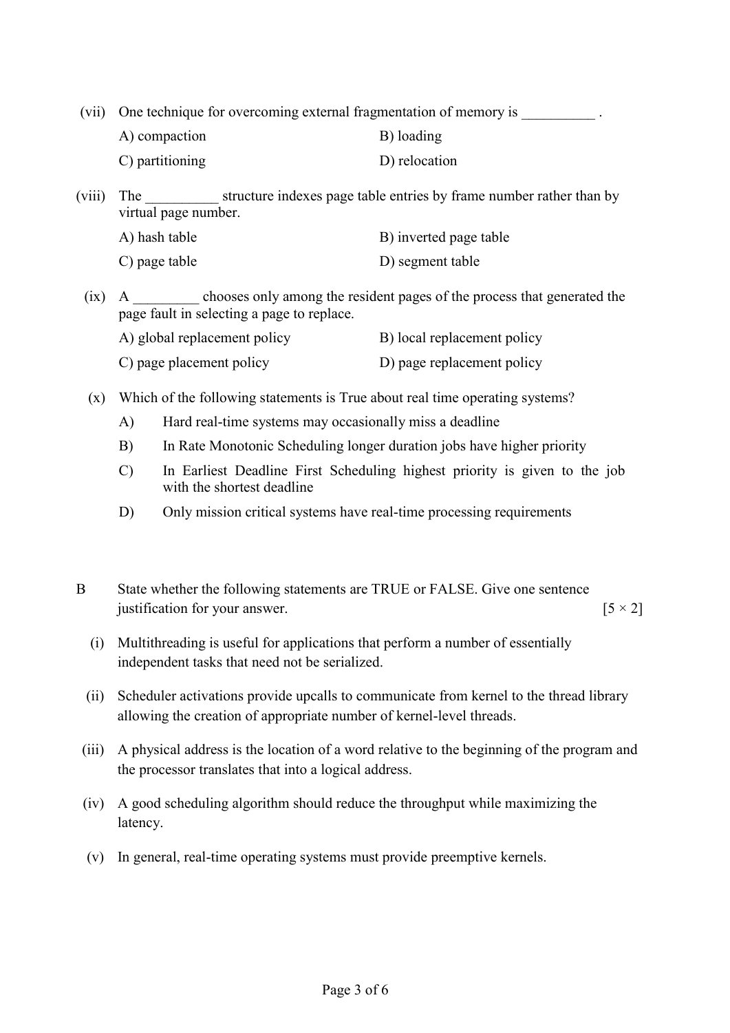(vii) One technique for overcoming external fragmentation of memory is __________ .

A) compaction  
B) loading  
C) partitioning  
D) relocation

(viii) The __________ structure indexes page table entries by frame number rather than by virtual page number.

A) hash table  
B) inverted page table  
C) page table  
D) segment table

(ix) A _________ chooses only among the resident pages of the process that generated the page fault in selecting a page to replace.

A) global replacement policy  
B) local replacement policy  
C) page placement policy  
D) page replacement policy

(x) Which of the following statements is True about real time operating systems?

A) Hard real-time systems may occasionally miss a deadline  
B) In Rate Monotonic Scheduling longer duration jobs have higher priority  
C) In Earliest Deadline First Scheduling highest priority is given to the job with the shortest deadline  
D) Only mission critical systems have real-time processing requirements

B State whether the following statements are TRUE or FALSE. Give one sentence justification for your answer. [5 × 2]

(i) Multithreading is useful for applications that perform a number of essentially independent tasks that need not be serialized.

(ii) Scheduler activations provide upcalls to communicate from kernel to the thread library allowing the creation of appropriate number of kernel-level threads.

(iii) A physical address is the location of a word relative to the beginning of the program and the processor translates that into a logical address.

(iv) A good scheduling algorithm should reduce the throughput while maximizing the latency.

(v) In general, real-time operating systems must provide preemptive kernels.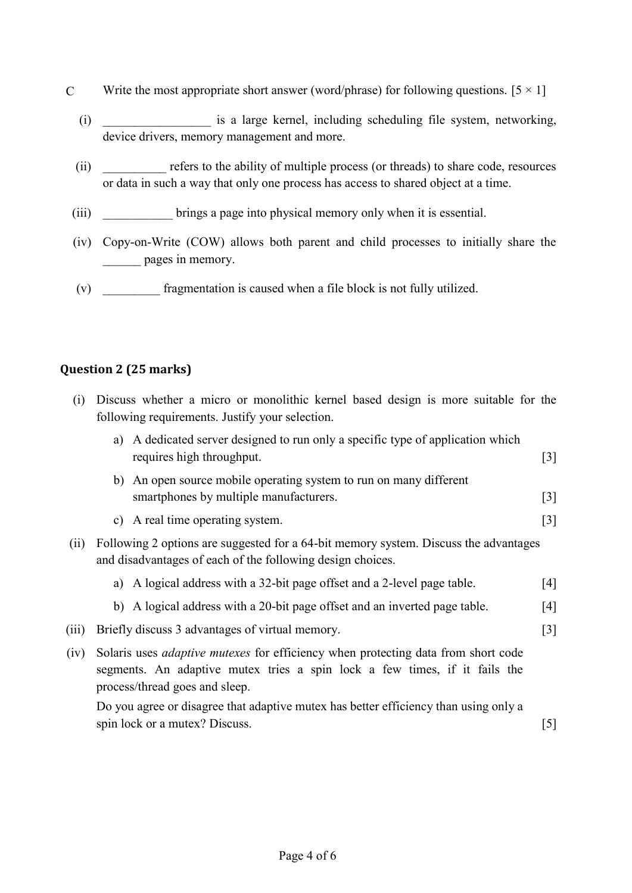C Write the most appropriate short answer (word/phrase) for following questions. [5 × 1]

(i) _________________ is a large kernel, including scheduling file system, networking, device drivers, memory management and more.

(ii) __________ refers to the ability of multiple process (or threads) to share code, resources or data in such a way that only one process has access to shared object at a time.

(iii) ___________ brings a page into physical memory only when it is essential.

(iv) Copy-on-Write (COW) allows both parent and child processes to initially share the ______ pages in memory.

(v) _________ fragmentation is caused when a file block is not fully utilized.

## Question 2 (25 marks)

(i) Discuss whether a micro or monolithic kernel based design is more suitable for the following requirements. Justify your selection.

a) A dedicated server designed to run only a specific type of application which requires high throughput. [3]

b) An open source mobile operating system to run on many different smartphones by multiple manufacturers. [3]

c) A real time operating system. [3]

(ii) Following 2 options are suggested for a 64-bit memory system. Discuss the advantages and disadvantages of each of the following design choices.

a) A logical address with a 32-bit page offset and a 2-level page table. [4]

b) A logical address with a 20-bit page offset and an inverted page table. [4]

(iii) Briefly discuss 3 advantages of virtual memory. [3]

(iv) Solaris uses *adaptive mutexes* for efficiency when protecting data from short code segments. An adaptive mutex tries a spin lock a few times, if it fails the process/thread goes and sleep.

Do you agree or disagree that adaptive mutex has better efficiency than using only a spin lock or a mutex? Discuss. [5]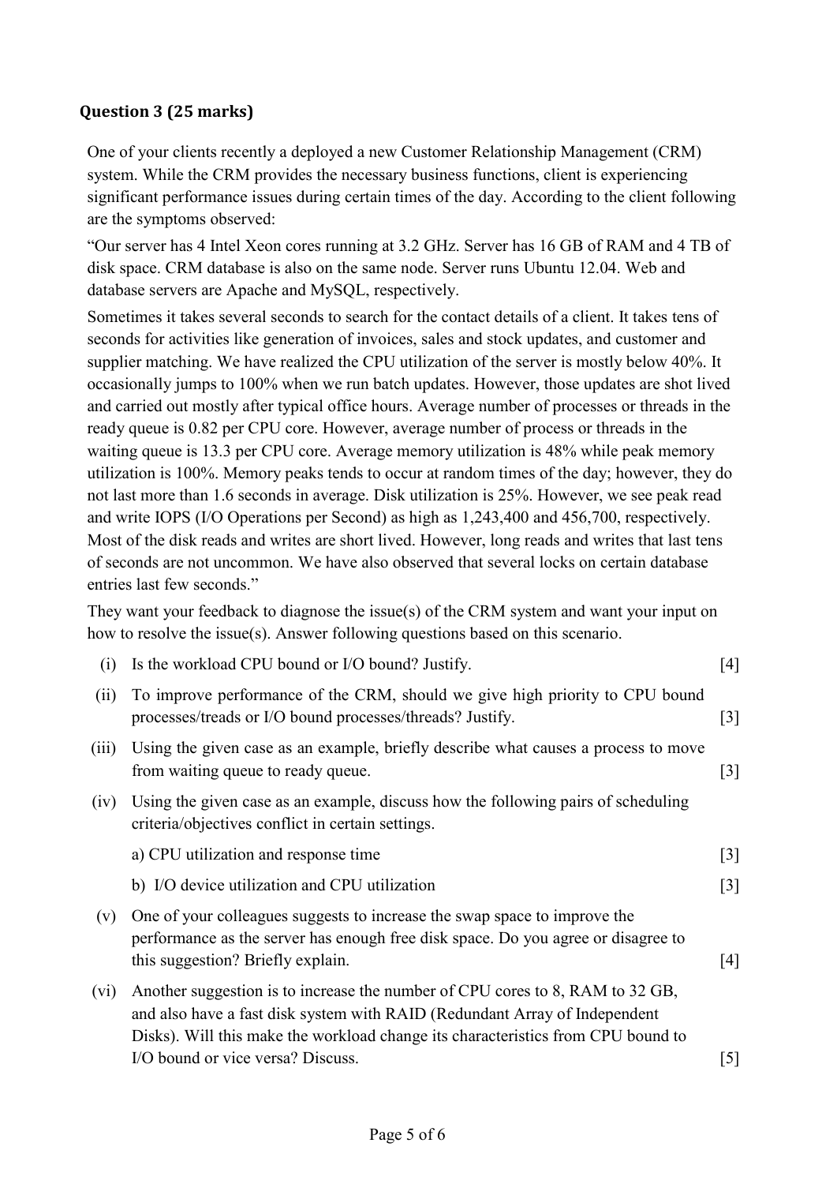### Question 3 (25 marks)

One of your clients recently a deployed a new Customer Relationship Management (CRM) system. While the CRM provides the necessary business functions, client is experiencing significant performance issues during certain times of the day. According to the client following are the symptoms observed:

"Our server has 4 Intel Xeon cores running at 3.2 GHz. Server has 16 GB of RAM and 4 TB of disk space. CRM database is also on the same node. Server runs Ubuntu 12.04. Web and database servers are Apache and MySQL, respectively.

Sometimes it takes several seconds to search for the contact details of a client. It takes tens of seconds for activities like generation of invoices, sales and stock updates, and customer and supplier matching. We have realized the CPU utilization of the server is mostly below 40%. It occasionally jumps to 100% when we run batch updates. However, those updates are shot lived and carried out mostly after typical office hours. Average number of processes or threads in the ready queue is 0.82 per CPU core. However, average number of process or threads in the waiting queue is 13.3 per CPU core. Average memory utilization is 48% while peak memory utilization is 100%. Memory peaks tends to occur at random times of the day; however, they do not last more than 1.6 seconds in average. Disk utilization is 25%. However, we see peak read and write IOPS (I/O Operations per Second) as high as 1,243,400 and 456,700, respectively. Most of the disk reads and writes are short lived. However, long reads and writes that last tens of seconds are not uncommon. We have also observed that several locks on certain database entries last few seconds."

They want your feedback to diagnose the issue(s) of the CRM system and want your input on how to resolve the issue(s). Answer following questions based on this scenario.

(i) Is the workload CPU bound or I/O bound? Justify. [4]

(ii) To improve performance of the CRM, should we give high priority to CPU bound processes/treads or I/O bound processes/threads? Justify. [3]

(iii) Using the given case as an example, briefly describe what causes a process to move from waiting queue to ready queue. [3]

(iv) Using the given case as an example, discuss how the following pairs of scheduling criteria/objectives conflict in certain settings.

a) CPU utilization and response time [3]

b) I/O device utilization and CPU utilization [3]

(v) One of your colleagues suggests to increase the swap space to improve the performance as the server has enough free disk space. Do you agree or disagree to this suggestion? Briefly explain. [4]

(vi) Another suggestion is to increase the number of CPU cores to 8, RAM to 32 GB, and also have a fast disk system with RAID (Redundant Array of Independent Disks). Will this make the workload change its characteristics from CPU bound to I/O bound or vice versa? Discuss. [5]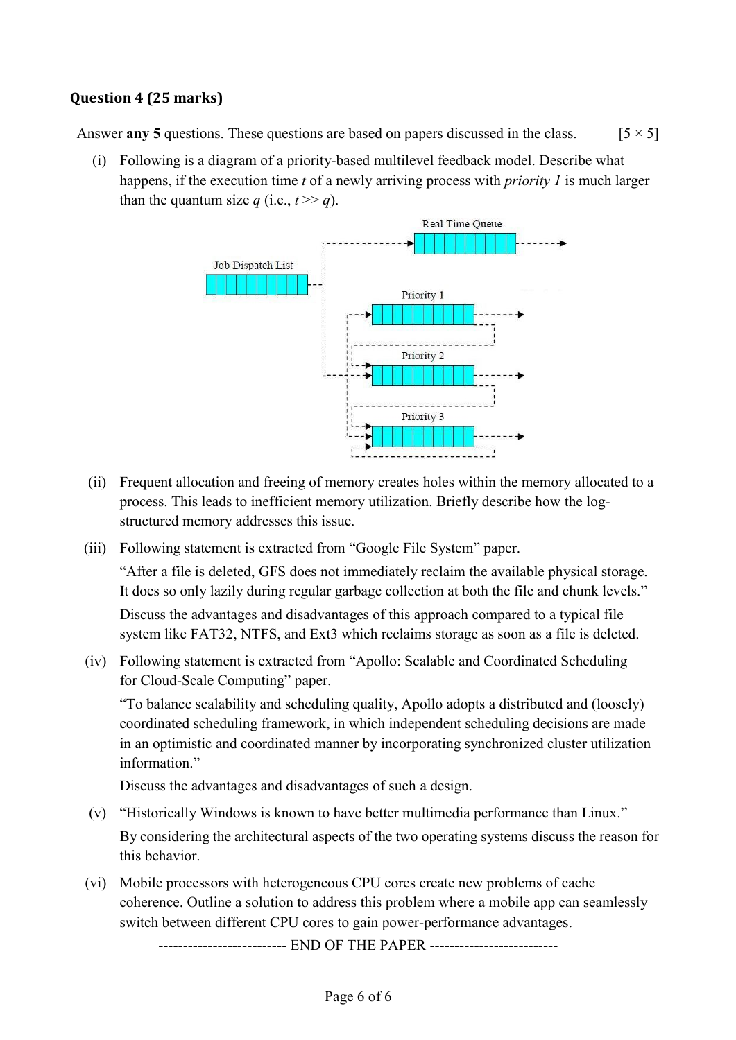### Question 4 (25 marks)

Answer **any 5** questions. These questions are based on papers discussed in the class. [5 × 5]

(i) Following is a diagram of a priority-based multilevel feedback model. Describe what happens, if the execution time $t$ of a newly arriving process with *priority 1* is much larger than the quantum size $q$ (i.e., $t >> q$).

Real Time Queue

Job Dispatch List

Priority 1

Priority 2

Priority 3

(ii) Frequent allocation and freeing of memory creates holes within the memory allocated to a process. This leads to inefficient memory utilization. Briefly describe how the log-structured memory addresses this issue.

(iii) Following statement is extracted from "Google File System" paper.

"After a file is deleted, GFS does not immediately reclaim the available physical storage. It does so only lazily during regular garbage collection at both the file and chunk levels."

Discuss the advantages and disadvantages of this approach compared to a typical file system like FAT32, NTFS, and Ext3 which reclaims storage as soon as a file is deleted.

(iv) Following statement is extracted from "Apollo: Scalable and Coordinated Scheduling for Cloud-Scale Computing" paper.

"To balance scalability and scheduling quality, Apollo adopts a distributed and (loosely) coordinated scheduling framework, in which independent scheduling decisions are made in an optimistic and coordinated manner by incorporating synchronized cluster utilization information."

Discuss the advantages and disadvantages of such a design.

(v) "Historically Windows is known to have better multimedia performance than Linux."

By considering the architectural aspects of the two operating systems discuss the reason for this behavior.

(vi) Mobile processors with heterogeneous CPU cores create new problems of cache coherence. Outline a solution to address this problem where a mobile app can seamlessly switch between different CPU cores to gain power-performance advantages.

------------------------- END OF THE PAPER -------------------------